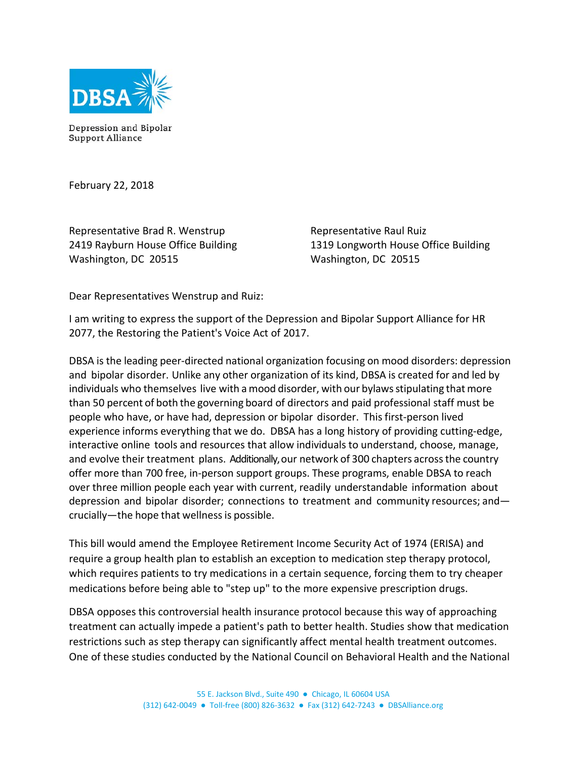DBSA

Depression and Bipolar Support Alliance

February 22, 2018

Representative Brad R. Wenstrup
2419 Rayburn House Office Building
Washington, DC 20515

Representative Raul Ruiz
1319 Longworth House Office Building
Washington, DC 20515

Dear Representatives Wenstrup and Ruiz:

I am writing to express the support of the Depression and Bipolar Support Alliance for HR 2077, the Restoring the Patient's Voice Act of 2017.

DBSA is the leading peer-directed national organization focusing on mood disorders: depression and bipolar disorder. Unlike any other organization of its kind, DBSA is created for and led by individuals who themselves live with a mood disorder, with our bylaws stipulating that more than 50 percent of both the governing board of directors and paid professional staff must be people who have, or have had, depression or bipolar disorder. This first-person lived experience informs everything that we do. DBSA has a long history of providing cutting-edge, interactive online tools and resources that allow individuals to understand, choose, manage, and evolve their treatment plans. Additionally, our network of 300 chapters across the country offer more than 700 free, in-person support groups. These programs, enable DBSA to reach over three million people each year with current, readily understandable information about depression and bipolar disorder; connections to treatment and community resources; and—crucially—the hope that wellness is possible.

This bill would amend the Employee Retirement Income Security Act of 1974 (ERISA) and require a group health plan to establish an exception to medication step therapy protocol, which requires patients to try medications in a certain sequence, forcing them to try cheaper medications before being able to "step up" to the more expensive prescription drugs.

DBSA opposes this controversial health insurance protocol because this way of approaching treatment can actually impede a patient's path to better health. Studies show that medication restrictions such as step therapy can significantly affect mental health treatment outcomes. One of these studies conducted by the National Council on Behavioral Health and the National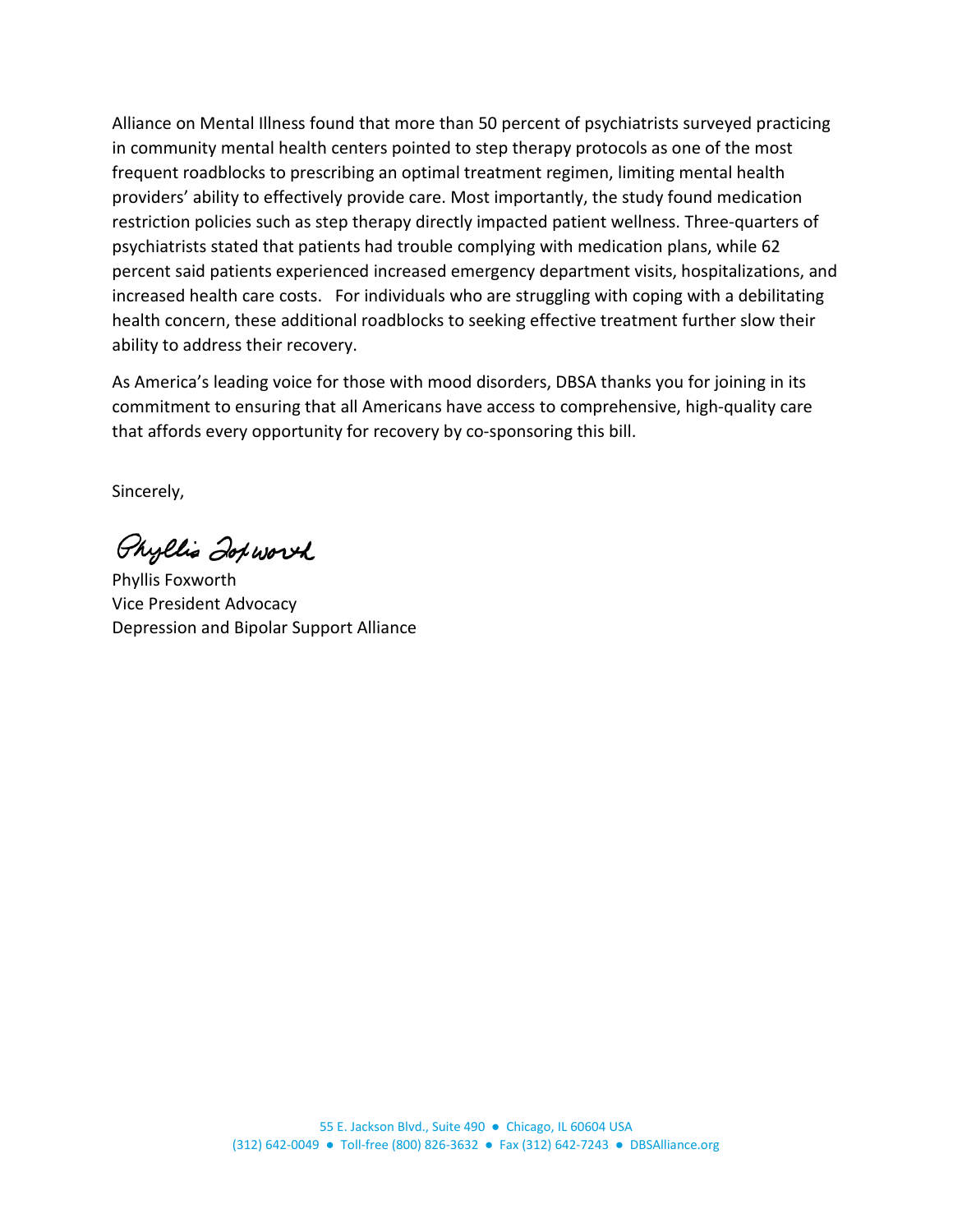Alliance on Mental Illness found that more than 50 percent of psychiatrists surveyed practicing in community mental health centers pointed to step therapy protocols as one of the most frequent roadblocks to prescribing an optimal treatment regimen, limiting mental health providers' ability to effectively provide care. Most importantly, the study found medication restriction policies such as step therapy directly impacted patient wellness. Three-quarters of psychiatrists stated that patients had trouble complying with medication plans, while 62 percent said patients experienced increased emergency department visits, hospitalizations, and increased health care costs. For individuals who are struggling with coping with a debilitating health concern, these additional roadblocks to seeking effective treatment further slow their ability to address their recovery.

As America's leading voice for those with mood disorders, DBSA thanks you for joining in its commitment to ensuring that all Americans have access to comprehensive, high-quality care that affords every opportunity for recovery by co-sponsoring this bill.

Sincerely,

Phyllis Foxworth

Phyllis Foxworth
Vice President Advocacy
Depression and Bipolar Support Alliance

55 E. Jackson Blvd., Suite 490 ● Chicago, IL 60604 USA
(312) 642-0049 ● Toll-free (800) 826-3632 ● Fax (312) 642-7243 ● DBSAlliance.org